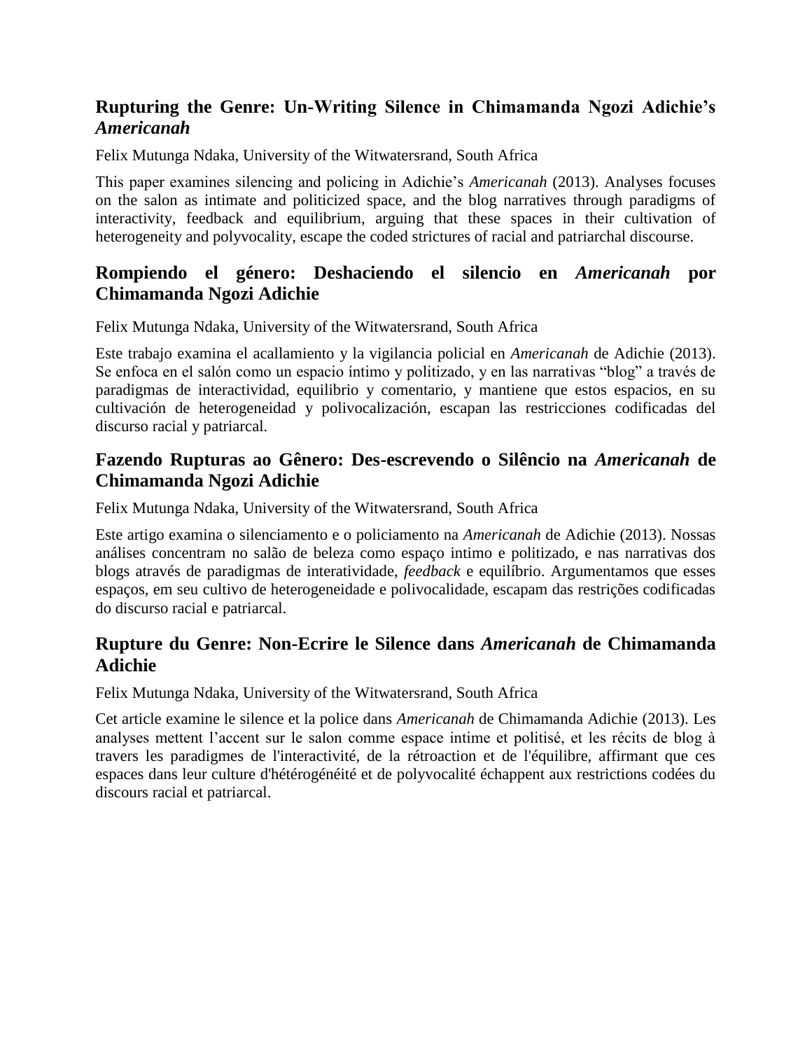## Rupturing the Genre: Un-Writing Silence in Chimamanda Ngozi Adichie's *Americanah*

Felix Mutunga Ndaka, University of the Witwatersrand, South Africa

This paper examines silencing and policing in Adichie's *Americanah* (2013). Analyses focuses on the salon as intimate and politicized space, and the blog narratives through paradigms of interactivity, feedback and equilibrium, arguing that these spaces in their cultivation of heterogeneity and polyvocality, escape the coded strictures of racial and patriarchal discourse.

## Rompiendo el género: Deshaciendo el silencio en *Americanah* por Chimamanda Ngozi Adichie

Felix Mutunga Ndaka, University of the Witwatersrand, South Africa

Este trabajo examina el acallamiento y la vigilancia policial en *Americanah* de Adichie (2013). Se enfoca en el salón como un espacio íntimo y politizado, y en las narrativas "blog" a través de paradigmas de interactividad, equilibrio y comentario, y mantiene que estos espacios, en su cultivación de heterogeneidad y polivocalización, escapan las restricciones codificadas del discurso racial y patriarcal.

## Fazendo Rupturas ao Gênero: Des-escrevendo o Silêncio na *Americanah* de Chimamanda Ngozi Adichie

Felix Mutunga Ndaka, University of the Witwatersrand, South Africa

Este artigo examina o silenciamento e o policiamento na *Americanah* de Adichie (2013). Nossas análises concentram no salão de beleza como espaço intimo e politizado, e nas narrativas dos blogs através de paradigmas de interatividade, *feedback* e equilíbrio. Argumentamos que esses espaços, em seu cultivo de heterogeneidade e polivocalidade, escapam das restrições codificadas do discurso racial e patriarcal.

## Rupture du Genre: Non-Ecrire le Silence dans *Americanah* de Chimamanda Adichie

Felix Mutunga Ndaka, University of the Witwatersrand, South Africa

Cet article examine le silence et la police dans *Americanah* de Chimamanda Adichie (2013). Les analyses mettent l'accent sur le salon comme espace intime et politisé, et les récits de blog à travers les paradigmes de l'interactivité, de la rétroaction et de l'équilibre, affirmant que ces espaces dans leur culture d'hétérogénéité et de polyvocalité échappent aux restrictions codées du discours racial et patriarcal.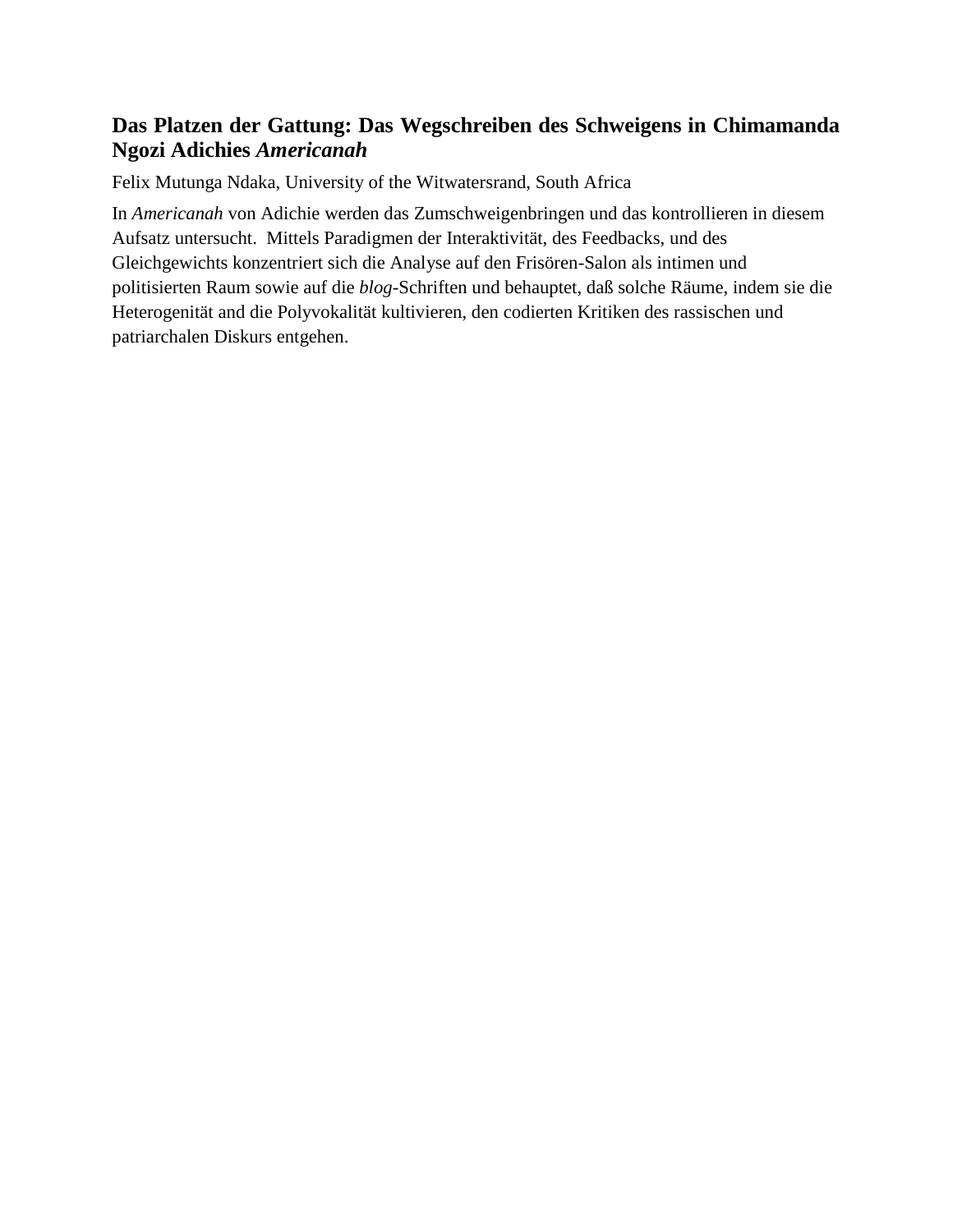## Das Platzen der Gattung: Das Wegschreiben des Schweigens in Chimamanda Ngozi Adichies *Americanah*

Felix Mutunga Ndaka, University of the Witwatersrand, South Africa

In *Americanah* von Adichie werden das Zumschweigenbringen und das kontrollieren in diesem Aufsatz untersucht. Mittels Paradigmen der Interaktivität, des Feedbacks, und des Gleichgewichts konzentriert sich die Analyse auf den Frisören-Salon als intimen und politisierten Raum sowie auf die *blog*-Schriften und behauptet, daß solche Räume, indem sie die Heterogenität and die Polyvokalität kultivieren, den codierten Kritiken des rassischen und patriarchalen Diskurs entgehen.